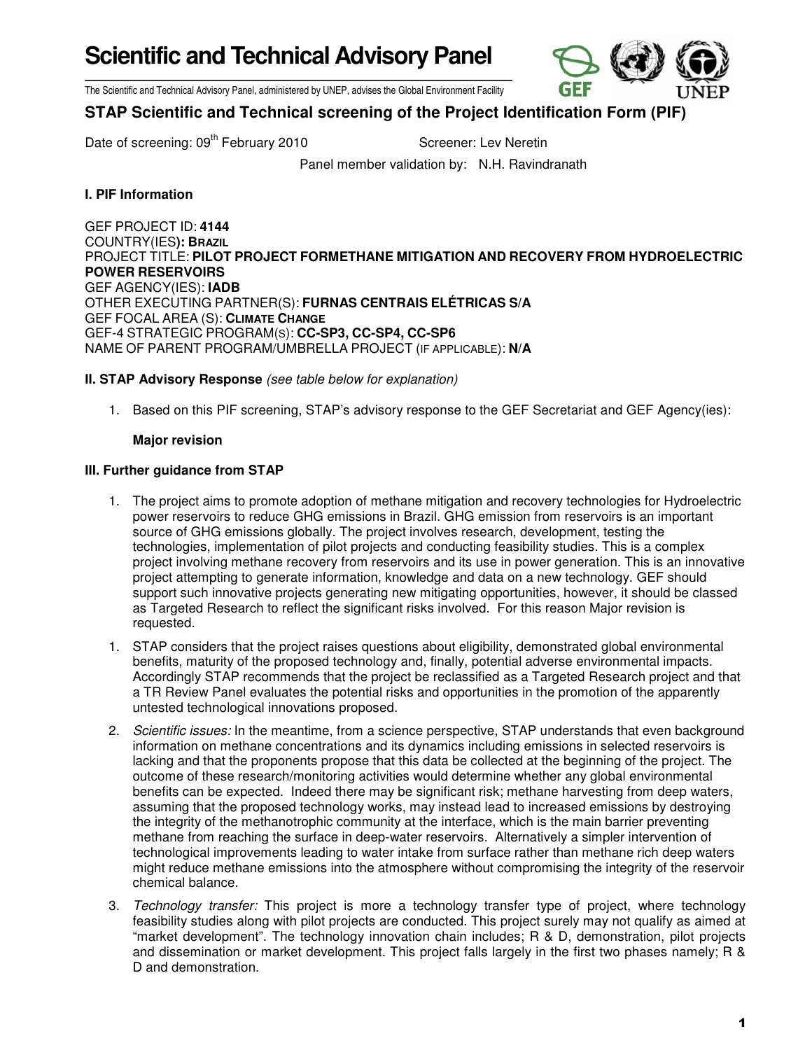# Scientific and Technical Advisory Panel

The Scientific and Technical Advisory Panel, administered by UNEP, advises the Global Environment Facility

## STAP Scientific and Technical screening of the Project Identification Form (PIF)

Date of screening: 09th February 2010 Screener: Lev Neretin

Panel member validation by: N.H. Ravindranath

### I. PIF Information

GEF PROJECT ID: **4144**
COUNTRY(IES): **BRAZIL**
PROJECT TITLE: **PILOT PROJECT FORMETHANE MITIGATION AND RECOVERY FROM HYDROELECTRIC POWER RESERVOIRS**
GEF AGENCY(IES): **IADB**
OTHER EXECUTING PARTNER(S): **FURNAS CENTRAIS ELÉTRICAS S/A**
GEF FOCAL AREA (S): **CLIMATE CHANGE**
GEF-4 STRATEGIC PROGRAM(S): **CC-SP3, CC-SP4, CC-SP6**
NAME OF PARENT PROGRAM/UMBRELLA PROJECT (IF APPLICABLE): **N/A**

### II. STAP Advisory Response *(see table below for explanation)*

1. Based on this PIF screening, STAP's advisory response to the GEF Secretariat and GEF Agency(ies):

   **Major revision**

### III. Further guidance from STAP

1. The project aims to promote adoption of methane mitigation and recovery technologies for Hydroelectric power reservoirs to reduce GHG emissions in Brazil. GHG emission from reservoirs is an important source of GHG emissions globally. The project involves research, development, testing the technologies, implementation of pilot projects and conducting feasibility studies. This is a complex project involving methane recovery from reservoirs and its use in power generation. This is an innovative project attempting to generate information, knowledge and data on a new technology. GEF should support such innovative projects generating new mitigating opportunities, however, it should be classed as Targeted Research to reflect the significant risks involved. For this reason Major revision is requested.
1. STAP considers that the project raises questions about eligibility, demonstrated global environmental benefits, maturity of the proposed technology and, finally, potential adverse environmental impacts. Accordingly STAP recommends that the project be reclassified as a Targeted Research project and that a TR Review Panel evaluates the potential risks and opportunities in the promotion of the apparently untested technological innovations proposed.
2. *Scientific issues:* In the meantime, from a science perspective, STAP understands that even background information on methane concentrations and its dynamics including emissions in selected reservoirs is lacking and that the proponents propose that this data be collected at the beginning of the project. The outcome of these research/monitoring activities would determine whether any global environmental benefits can be expected. Indeed there may be significant risk; methane harvesting from deep waters, assuming that the proposed technology works, may instead lead to increased emissions by destroying the integrity of the methanotrophic community at the interface, which is the main barrier preventing methane from reaching the surface in deep-water reservoirs. Alternatively a simpler intervention of technological improvements leading to water intake from surface rather than methane rich deep waters might reduce methane emissions into the atmosphere without compromising the integrity of the reservoir chemical balance.
3. *Technology transfer:* This project is more a technology transfer type of project, where technology feasibility studies along with pilot projects are conducted. This project surely may not qualify as aimed at "market development". The technology innovation chain includes; R & D, demonstration, pilot projects and dissemination or market development. This project falls largely in the first two phases namely; R & D and demonstration.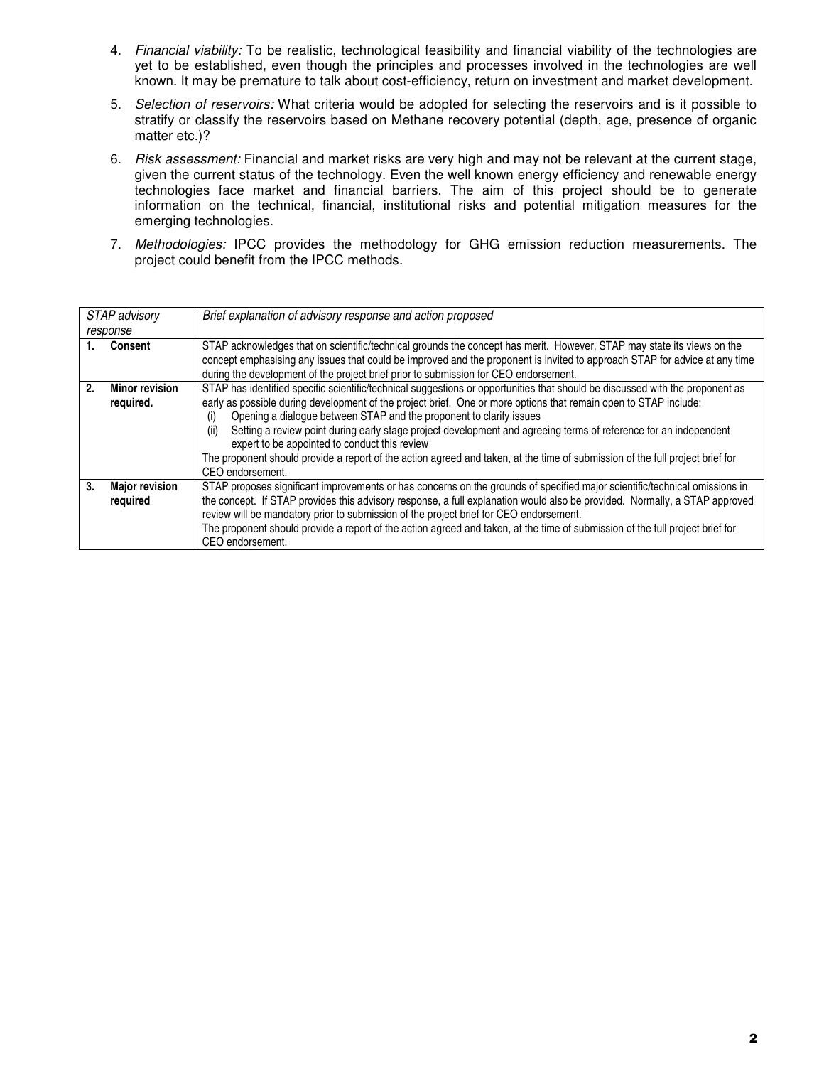4. *Financial viability:* To be realistic, technological feasibility and financial viability of the technologies are yet to be established, even though the principles and processes involved in the technologies are well known. It may be premature to talk about cost-efficiency, return on investment and market development.

5. *Selection of reservoirs:* What criteria would be adopted for selecting the reservoirs and is it possible to stratify or classify the reservoirs based on Methane recovery potential (depth, age, presence of organic matter etc.)?

6. *Risk assessment:* Financial and market risks are very high and may not be relevant at the current stage, given the current status of the technology. Even the well known energy efficiency and renewable energy technologies face market and financial barriers. The aim of this project should be to generate information on the technical, financial, institutional risks and potential mitigation measures for the emerging technologies.

7. *Methodologies:* IPCC provides the methodology for GHG emission reduction measurements. The project could benefit from the IPCC methods.

| *STAP advisory response* | *Brief explanation of advisory response and action proposed* |
|---|---|
| **1. Consent** | STAP acknowledges that on scientific/technical grounds the concept has merit. However, STAP may state its views on the concept emphasising any issues that could be improved and the proponent is invited to approach STAP for advice at any time during the development of the project brief prior to submission for CEO endorsement. |
| **2. Minor revision required.** | STAP has identified specific scientific/technical suggestions or opportunities that should be discussed with the proponent as early as possible during development of the project brief. One or more options that remain open to STAP include: (i) Opening a dialogue between STAP and the proponent to clarify issues (ii) Setting a review point during early stage project development and agreeing terms of reference for an independent expert to be appointed to conduct this review The proponent should provide a report of the action agreed and taken, at the time of submission of the full project brief for CEO endorsement. |
| **3. Major revision required** | STAP proposes significant improvements or has concerns on the grounds of specified major scientific/technical omissions in the concept. If STAP provides this advisory response, a full explanation would also be provided. Normally, a STAP approved review will be mandatory prior to submission of the project brief for CEO endorsement. The proponent should provide a report of the action agreed and taken, at the time of submission of the full project brief for CEO endorsement. |